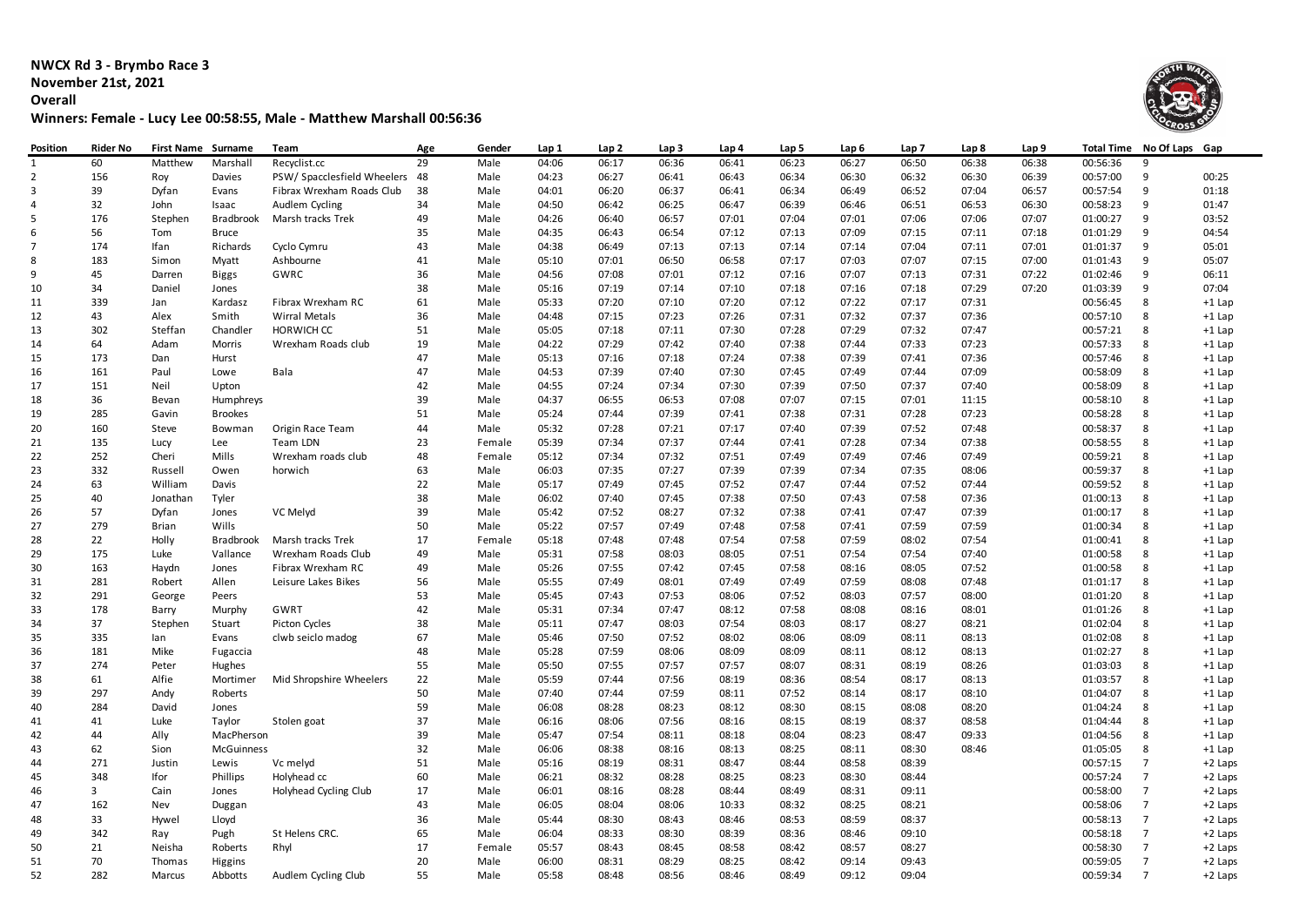**NWCX Rd 3 - Brymbo Race 3**
**November 21st, 2021**
**Overall**
**Winners: Female - Lucy Lee 00:58:55, Male - Matthew Marshall 00:56:36**

| Position | Rider No | First Name | Surname | Team | Age | Gender | Lap 1 | Lap 2 | Lap 3 | Lap 4 | Lap 5 | Lap 6 | Lap 7 | Lap 8 | Lap 9 | Total Time | No Of Laps | Gap |
|---|---|---|---|---|---|---|---|---|---|---|---|---|---|---|---|---|---|---|
| 1 | 60 | Matthew | Marshall | Recyclist.cc | 29 | Male | 04:06 | 06:17 | 06:36 | 06:41 | 06:23 | 06:27 | 06:50 | 06:38 | 06:38 | 00:56:36 | 9 | |
| 2 | 156 | Roy | Davies | PSW/ Spacclesfield Wheelers | 48 | Male | 04:23 | 06:27 | 06:41 | 06:43 | 06:34 | 06:30 | 06:32 | 06:30 | 06:39 | 00:57:00 | 9 | 00:25 |
| 3 | 39 | Dyfan | Evans | Fibrax Wrexham Roads Club | 38 | Male | 04:01 | 06:20 | 06:37 | 06:41 | 06:34 | 06:49 | 06:52 | 07:04 | 06:57 | 00:57:54 | 9 | 01:18 |
| 4 | 32 | John | Isaac | Audlem Cycling | 34 | Male | 04:50 | 06:42 | 06:25 | 06:47 | 06:39 | 06:46 | 06:51 | 06:53 | 06:30 | 00:58:23 | 9 | 01:47 |
| 5 | 176 | Stephen | Bradbrook | Marsh tracks Trek | 49 | Male | 04:26 | 06:40 | 06:57 | 07:01 | 07:04 | 07:01 | 07:06 | 07:06 | 07:07 | 01:00:27 | 9 | 03:52 |
| 6 | 56 | Tom | Bruce | | 35 | Male | 04:35 | 06:43 | 06:54 | 07:12 | 07:13 | 07:09 | 07:15 | 07:11 | 07:18 | 01:01:29 | 9 | 04:54 |
| 7 | 174 | Ifan | Richards | Cyclo Cymru | 43 | Male | 04:38 | 06:49 | 07:13 | 07:13 | 07:14 | 07:14 | 07:04 | 07:11 | 07:01 | 01:01:37 | 9 | 05:01 |
| 8 | 183 | Simon | Myatt | Ashbourne | 41 | Male | 05:10 | 07:01 | 06:50 | 06:58 | 07:17 | 07:03 | 07:07 | 07:15 | 07:00 | 01:01:43 | 9 | 05:07 |
| 9 | 45 | Darren | Biggs | GWRC | 36 | Male | 04:56 | 07:08 | 07:01 | 07:12 | 07:16 | 07:07 | 07:13 | 07:31 | 07:22 | 01:02:46 | 9 | 06:11 |
| 10 | 34 | Daniel | Jones | | 38 | Male | 05:16 | 07:19 | 07:14 | 07:10 | 07:18 | 07:16 | 07:18 | 07:29 | 07:20 | 01:03:39 | 9 | 07:04 |
| 11 | 339 | Jan | Kardasz | Fibrax Wrexham RC | 61 | Male | 05:33 | 07:20 | 07:10 | 07:20 | 07:12 | 07:22 | 07:17 | 07:31 | | 00:56:45 | 8 | +1 Lap |
| 12 | 43 | Alex | Smith | Wirral Metals | 36 | Male | 04:48 | 07:15 | 07:23 | 07:26 | 07:31 | 07:32 | 07:37 | 07:36 | | 00:57:10 | 8 | +1 Lap |
| 13 | 302 | Steffan | Chandler | HORWICH CC | 51 | Male | 05:05 | 07:18 | 07:11 | 07:30 | 07:28 | 07:29 | 07:32 | 07:47 | | 00:57:21 | 8 | +1 Lap |
| 14 | 64 | Adam | Morris | Wrexham Roads club | 19 | Male | 04:22 | 07:29 | 07:42 | 07:40 | 07:38 | 07:44 | 07:33 | 07:23 | | 00:57:33 | 8 | +1 Lap |
| 15 | 173 | Dan | Hurst | | 47 | Male | 05:13 | 07:16 | 07:18 | 07:24 | 07:38 | 07:39 | 07:41 | 07:36 | | 00:57:46 | 8 | +1 Lap |
| 16 | 161 | Paul | Lowe | Bala | 47 | Male | 04:53 | 07:39 | 07:40 | 07:30 | 07:45 | 07:49 | 07:44 | 07:09 | | 00:58:09 | 8 | +1 Lap |
| 17 | 151 | Neil | Upton | | 42 | Male | 04:55 | 07:24 | 07:34 | 07:30 | 07:39 | 07:50 | 07:37 | 07:40 | | 00:58:09 | 8 | +1 Lap |
| 18 | 36 | Bevan | Humphreys | | 39 | Male | 04:37 | 06:55 | 06:53 | 07:08 | 07:07 | 07:15 | 07:01 | 11:15 | | 00:58:10 | 8 | +1 Lap |
| 19 | 285 | Gavin | Brookes | | 51 | Male | 05:24 | 07:44 | 07:39 | 07:41 | 07:38 | 07:31 | 07:28 | 07:23 | | 00:58:28 | 8 | +1 Lap |
| 20 | 160 | Steve | Bowman | Origin Race Team | 44 | Male | 05:32 | 07:28 | 07:21 | 07:17 | 07:40 | 07:39 | 07:52 | 07:48 | | 00:58:37 | 8 | +1 Lap |
| 21 | 135 | Lucy | Lee | Team LDN | 23 | Female | 05:39 | 07:34 | 07:37 | 07:44 | 07:41 | 07:28 | 07:34 | 07:38 | | 00:58:55 | 8 | +1 Lap |
| 22 | 252 | Cheri | Mills | Wrexham roads club | 48 | Female | 05:12 | 07:34 | 07:32 | 07:51 | 07:49 | 07:49 | 07:46 | 07:49 | | 00:59:21 | 8 | +1 Lap |
| 23 | 332 | Russell | Owen | horwich | 63 | Male | 06:03 | 07:35 | 07:27 | 07:39 | 07:39 | 07:34 | 07:35 | 08:06 | | 00:59:37 | 8 | +1 Lap |
| 24 | 63 | William | Davis | | 22 | Male | 05:17 | 07:49 | 07:45 | 07:52 | 07:47 | 07:44 | 07:52 | 07:44 | | 00:59:52 | 8 | +1 Lap |
| 25 | 40 | Jonathan | Tyler | | 38 | Male | 06:02 | 07:40 | 07:45 | 07:38 | 07:50 | 07:43 | 07:58 | 07:36 | | 01:00:13 | 8 | +1 Lap |
| 26 | 57 | Dyfan | Jones | VC Melyd | 39 | Male | 05:42 | 07:52 | 08:27 | 07:32 | 07:38 | 07:41 | 07:47 | 07:39 | | 01:00:17 | 8 | +1 Lap |
| 27 | 279 | Brian | Wills | | 50 | Male | 05:22 | 07:57 | 07:49 | 07:48 | 07:58 | 07:41 | 07:59 | 07:59 | | 01:00:34 | 8 | +1 Lap |
| 28 | 22 | Holly | Bradbrook | Marsh tracks Trek | 17 | Female | 05:18 | 07:48 | 07:48 | 07:54 | 07:58 | 07:59 | 08:02 | 07:54 | | 01:00:41 | 8 | +1 Lap |
| 29 | 175 | Luke | Vallance | Wrexham Roads Club | 49 | Male | 05:31 | 07:58 | 08:03 | 08:05 | 07:51 | 07:54 | 07:54 | 07:40 | | 01:00:58 | 8 | +1 Lap |
| 30 | 163 | Haydn | Jones | Fibrax Wrexham RC | 49 | Male | 05:26 | 07:55 | 07:42 | 07:45 | 07:58 | 08:16 | 08:05 | 07:52 | | 01:00:58 | 8 | +1 Lap |
| 31 | 281 | Robert | Allen | Leisure Lakes Bikes | 56 | Male | 05:55 | 07:49 | 08:01 | 07:49 | 07:49 | 07:59 | 08:08 | 07:48 | | 01:01:17 | 8 | +1 Lap |
| 32 | 291 | George | Peers | | 53 | Male | 05:45 | 07:43 | 07:53 | 08:06 | 07:52 | 08:03 | 07:57 | 08:00 | | 01:01:20 | 8 | +1 Lap |
| 33 | 178 | Barry | Murphy | GWRT | 42 | Male | 05:31 | 07:34 | 07:47 | 08:12 | 07:58 | 08:08 | 08:16 | 08:01 | | 01:01:26 | 8 | +1 Lap |
| 34 | 37 | Stephen | Stuart | Picton Cycles | 38 | Male | 05:11 | 07:47 | 08:03 | 07:54 | 08:03 | 08:17 | 08:27 | 08:21 | | 01:02:04 | 8 | +1 Lap |
| 35 | 335 | Ian | Evans | clwb seiclo madog | 67 | Male | 05:46 | 07:50 | 07:52 | 08:02 | 08:06 | 08:09 | 08:11 | 08:13 | | 01:02:08 | 8 | +1 Lap |
| 36 | 181 | Mike | Fugaccia | | 48 | Male | 05:28 | 07:59 | 08:06 | 08:09 | 08:09 | 08:11 | 08:12 | 08:13 | | 01:02:27 | 8 | +1 Lap |
| 37 | 274 | Peter | Hughes | | 55 | Male | 05:50 | 07:55 | 07:57 | 07:57 | 08:07 | 08:31 | 08:19 | 08:26 | | 01:03:03 | 8 | +1 Lap |
| 38 | 61 | Alfie | Mortimer | Mid Shropshire Wheelers | 22 | Male | 05:59 | 07:44 | 07:56 | 08:19 | 08:36 | 08:54 | 08:17 | 08:13 | | 01:03:57 | 8 | +1 Lap |
| 39 | 297 | Andy | Roberts | | 50 | Male | 07:40 | 07:44 | 07:59 | 08:11 | 07:52 | 08:14 | 08:17 | 08:10 | | 01:04:07 | 8 | +1 Lap |
| 40 | 284 | David | Jones | | 59 | Male | 06:08 | 08:28 | 08:23 | 08:12 | 08:30 | 08:15 | 08:08 | 08:20 | | 01:04:24 | 8 | +1 Lap |
| 41 | 41 | Luke | Taylor | Stolen goat | 37 | Male | 06:16 | 08:06 | 07:56 | 08:16 | 08:15 | 08:19 | 08:37 | 08:58 | | 01:04:44 | 8 | +1 Lap |
| 42 | 44 | Ally | MacPherson | | 39 | Male | 05:47 | 07:54 | 08:11 | 08:18 | 08:04 | 08:23 | 08:47 | 09:33 | | 01:04:56 | 8 | +1 Lap |
| 43 | 62 | Sion | McGuinness | | 32 | Male | 06:06 | 08:38 | 08:16 | 08:13 | 08:25 | 08:11 | 08:30 | 08:46 | | 01:05:05 | 8 | +1 Lap |
| 44 | 271 | Justin | Lewis | Vc melyd | 51 | Male | 05:16 | 08:19 | 08:31 | 08:47 | 08:44 | 08:58 | 08:39 | | | 00:57:15 | 7 | +2 Laps |
| 45 | 348 | Ifor | Phillips | Holyhead cc | 60 | Male | 06:21 | 08:32 | 08:28 | 08:25 | 08:23 | 08:30 | 08:44 | | | 00:57:24 | 7 | +2 Laps |
| 46 | 3 | Cain | Jones | Holyhead Cycling Club | 17 | Male | 06:01 | 08:16 | 08:28 | 08:44 | 08:49 | 08:31 | 09:11 | | | 00:58:00 | 7 | +2 Laps |
| 47 | 162 | Nev | Duggan | | 43 | Male | 06:05 | 08:04 | 08:06 | 10:33 | 08:32 | 08:25 | 08:21 | | | 00:58:06 | 7 | +2 Laps |
| 48 | 33 | Hywel | Lloyd | | 36 | Male | 05:44 | 08:30 | 08:43 | 08:46 | 08:53 | 08:59 | 08:37 | | | 00:58:13 | 7 | +2 Laps |
| 49 | 342 | Ray | Pugh | St Helens CRC. | 65 | Male | 06:04 | 08:33 | 08:30 | 08:39 | 08:36 | 08:46 | 09:10 | | | 00:58:18 | 7 | +2 Laps |
| 50 | 21 | Neisha | Roberts | Rhyl | 17 | Female | 05:57 | 08:43 | 08:45 | 08:58 | 08:42 | 08:57 | 08:27 | | | 00:58:30 | 7 | +2 Laps |
| 51 | 70 | Thomas | Higgins | | 20 | Male | 06:00 | 08:31 | 08:29 | 08:25 | 08:42 | 09:14 | 09:43 | | | 00:59:05 | 7 | +2 Laps |
| 52 | 282 | Marcus | Abbotts | Audlem Cycling Club | 55 | Male | 05:58 | 08:48 | 08:56 | 08:46 | 08:49 | 09:12 | 09:04 | | | 00:59:34 | 7 | +2 Laps |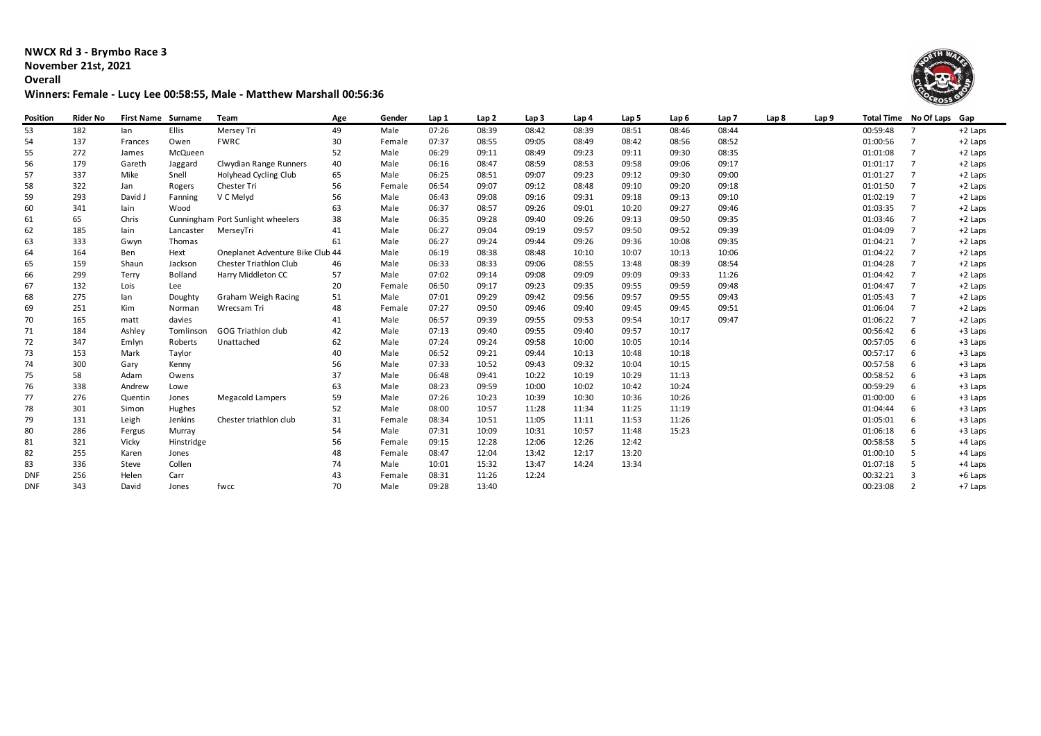**NWCX Rd 3 - Brymbo Race 3**
**November 21st, 2021**
**Overall**
**Winners: Female - Lucy Lee 00:58:55, Male - Matthew Marshall 00:56:36**

| Position | Rider No | First Name | Surname | Team | Age | Gender | Lap 1 | Lap 2 | Lap 3 | Lap 4 | Lap 5 | Lap 6 | Lap 7 | Lap 8 | Lap 9 | Total Time | No Of Laps | Gap |
|---|---|---|---|---|---|---|---|---|---|---|---|---|---|---|---|---|---|---|
| 53 | 182 | Ian | Ellis | Mersey Tri | 49 | Male | 07:26 | 08:39 | 08:42 | 08:39 | 08:51 | 08:46 | 08:44 | | | 00:59:48 | 7 | +2 Laps |
| 54 | 137 | Frances | Owen | FWRC | 30 | Female | 07:37 | 08:55 | 09:05 | 08:49 | 08:42 | 08:56 | 08:52 | | | 01:00:56 | 7 | +2 Laps |
| 55 | 272 | James | McQueen | | 52 | Male | 06:29 | 09:11 | 08:49 | 09:23 | 09:11 | 09:30 | 08:35 | | | 01:01:08 | 7 | +2 Laps |
| 56 | 179 | Gareth | Jaggard | Clwydian Range Runners | 40 | Male | 06:16 | 08:47 | 08:59 | 08:53 | 09:58 | 09:06 | 09:17 | | | 01:01:17 | 7 | +2 Laps |
| 57 | 337 | Mike | Snell | Holyhead Cycling Club | 65 | Male | 06:25 | 08:51 | 09:07 | 09:23 | 09:12 | 09:30 | 09:00 | | | 01:01:27 | 7 | +2 Laps |
| 58 | 322 | Jan | Rogers | Chester Tri | 56 | Female | 06:54 | 09:07 | 09:12 | 08:48 | 09:10 | 09:20 | 09:18 | | | 01:01:50 | 7 | +2 Laps |
| 59 | 293 | David J | Fanning | V C Melyd | 56 | Male | 06:43 | 09:08 | 09:16 | 09:31 | 09:18 | 09:13 | 09:10 | | | 01:02:19 | 7 | +2 Laps |
| 60 | 341 | Iain | Wood | | 63 | Male | 06:37 | 08:57 | 09:26 | 09:01 | 10:20 | 09:27 | 09:46 | | | 01:03:35 | 7 | +2 Laps |
| 61 | 65 | Chris | Cunningham | Port Sunlight wheelers | 38 | Male | 06:35 | 09:28 | 09:40 | 09:26 | 09:13 | 09:50 | 09:35 | | | 01:03:46 | 7 | +2 Laps |
| 62 | 185 | Iain | Lancaster | MerseyTri | 41 | Male | 06:27 | 09:04 | 09:19 | 09:57 | 09:50 | 09:52 | 09:39 | | | 01:04:09 | 7 | +2 Laps |
| 63 | 333 | Gwyn | Thomas | | 61 | Male | 06:27 | 09:24 | 09:44 | 09:26 | 09:36 | 10:08 | 09:35 | | | 01:04:21 | 7 | +2 Laps |
| 64 | 164 | Ben | Hext | Oneplanet Adventure Bike Club | 44 | Male | 06:19 | 08:38 | 08:48 | 10:10 | 10:07 | 10:13 | 10:06 | | | 01:04:22 | 7 | +2 Laps |
| 65 | 159 | Shaun | Jackson | Chester Triathlon Club | 46 | Male | 06:33 | 08:33 | 09:06 | 08:55 | 13:48 | 08:39 | 08:54 | | | 01:04:28 | 7 | +2 Laps |
| 66 | 299 | Terry | Bolland | Harry Middleton CC | 57 | Male | 07:02 | 09:14 | 09:08 | 09:09 | 09:09 | 09:33 | 11:26 | | | 01:04:42 | 7 | +2 Laps |
| 67 | 132 | Lois | Lee | | 20 | Female | 06:50 | 09:17 | 09:23 | 09:35 | 09:55 | 09:59 | 09:48 | | | 01:04:47 | 7 | +2 Laps |
| 68 | 275 | Ian | Doughty | Graham Weigh Racing | 51 | Male | 07:01 | 09:29 | 09:42 | 09:56 | 09:57 | 09:55 | 09:43 | | | 01:05:43 | 7 | +2 Laps |
| 69 | 251 | Kim | Norman | Wrecsam Tri | 48 | Female | 07:27 | 09:50 | 09:46 | 09:40 | 09:45 | 09:45 | 09:51 | | | 01:06:04 | 7 | +2 Laps |
| 70 | 165 | matt | davies | | 41 | Male | 06:57 | 09:39 | 09:55 | 09:53 | 09:54 | 10:17 | 09:47 | | | 01:06:22 | 7 | +2 Laps |
| 71 | 184 | Ashley | Tomlinson | GOG Triathlon club | 42 | Male | 07:13 | 09:40 | 09:55 | 09:40 | 09:57 | 10:17 | | | | 00:56:42 | 6 | +3 Laps |
| 72 | 347 | Emlyn | Roberts | Unattached | 62 | Male | 07:24 | 09:24 | 09:58 | 10:00 | 10:05 | 10:14 | | | | 00:57:05 | 6 | +3 Laps |
| 73 | 153 | Mark | Taylor | | 40 | Male | 06:52 | 09:21 | 09:44 | 10:13 | 10:48 | 10:18 | | | | 00:57:17 | 6 | +3 Laps |
| 74 | 300 | Gary | Kenny | | 56 | Male | 07:33 | 10:52 | 09:43 | 09:32 | 10:04 | 10:15 | | | | 00:57:58 | 6 | +3 Laps |
| 75 | 58 | Adam | Owens | | 37 | Male | 06:48 | 09:41 | 10:22 | 10:19 | 10:29 | 11:13 | | | | 00:58:52 | 6 | +3 Laps |
| 76 | 338 | Andrew | Lowe | | 63 | Male | 08:23 | 09:59 | 10:00 | 10:02 | 10:42 | 10:24 | | | | 00:59:29 | 6 | +3 Laps |
| 77 | 276 | Quentin | Jones | Megacold Lampers | 59 | Male | 07:26 | 10:23 | 10:39 | 10:30 | 10:36 | 10:26 | | | | 01:00:00 | 6 | +3 Laps |
| 78 | 301 | Simon | Hughes | | 52 | Male | 08:00 | 10:57 | 11:28 | 11:34 | 11:25 | 11:19 | | | | 01:04:44 | 6 | +3 Laps |
| 79 | 131 | Leigh | Jenkins | Chester triathlon club | 31 | Female | 08:34 | 10:51 | 11:05 | 11:11 | 11:53 | 11:26 | | | | 01:05:01 | 6 | +3 Laps |
| 80 | 286 | Fergus | Murray | | 54 | Male | 07:31 | 10:09 | 10:31 | 10:57 | 11:48 | 15:23 | | | | 01:06:18 | 6 | +3 Laps |
| 81 | 321 | Vicky | Hinstridge | | 56 | Female | 09:15 | 12:28 | 12:06 | 12:26 | 12:42 | | | | | 00:58:58 | 5 | +4 Laps |
| 82 | 255 | Karen | Jones | | 48 | Female | 08:47 | 12:04 | 13:42 | 12:17 | 13:20 | | | | | 01:00:10 | 5 | +4 Laps |
| 83 | 336 | Steve | Collen | | 74 | Male | 10:01 | 15:32 | 13:47 | 14:24 | 13:34 | | | | | 01:07:18 | 5 | +4 Laps |
| DNF | 256 | Helen | Carr | | 43 | Female | 08:31 | 11:26 | 12:24 | | | | | | | 00:32:21 | 3 | +6 Laps |
| DNF | 343 | David | Jones | fwcc | 70 | Male | 09:28 | 13:40 | | | | | | | | 00:23:08 | 2 | +7 Laps |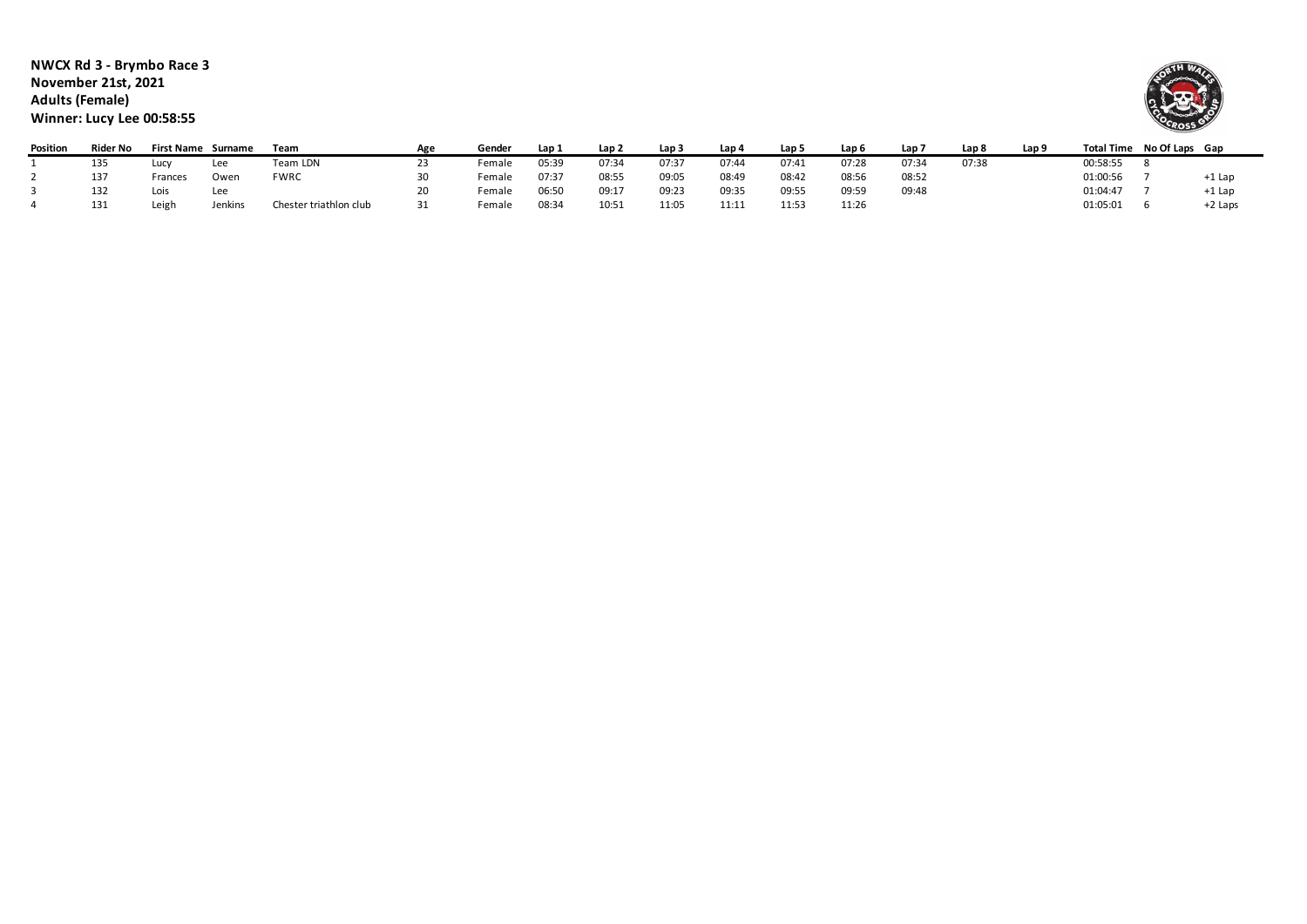**NWCX Rd 3 - Brymbo Race 3**
**November 21st, 2021**
**Adults (Female)**
**Winner: Lucy Lee 00:58:55**

| Position | Rider No | First Name | Surname | Team | Age | Gender | Lap 1 | Lap 2 | Lap 3 | Lap 4 | Lap 5 | Lap 6 | Lap 7 | Lap 8 | Lap 9 | Total Time | No Of Laps | Gap |
|---|---|---|---|---|---|---|---|---|---|---|---|---|---|---|---|---|---|---|
| 1 | 135 | Lucy | Lee | Team LDN | 23 | Female | 05:39 | 07:34 | 07:37 | 07:44 | 07:41 | 07:28 | 07:34 | 07:38 | | 00:58:55 | 8 | |
| 2 | 137 | Frances | Owen | FWRC | 30 | Female | 07:37 | 08:55 | 09:05 | 08:49 | 08:42 | 08:56 | 08:52 | | | 01:00:56 | 7 | +1 Lap |
| 3 | 132 | Lois | Lee | | 20 | Female | 06:50 | 09:17 | 09:23 | 09:35 | 09:55 | 09:59 | 09:48 | | | 01:04:47 | 7 | +1 Lap |
| 4 | 131 | Leigh | Jenkins | Chester triathlon club | 31 | Female | 08:34 | 10:51 | 11:05 | 11:11 | 11:53 | 11:26 | | | | 01:05:01 | 6 | +2 Laps |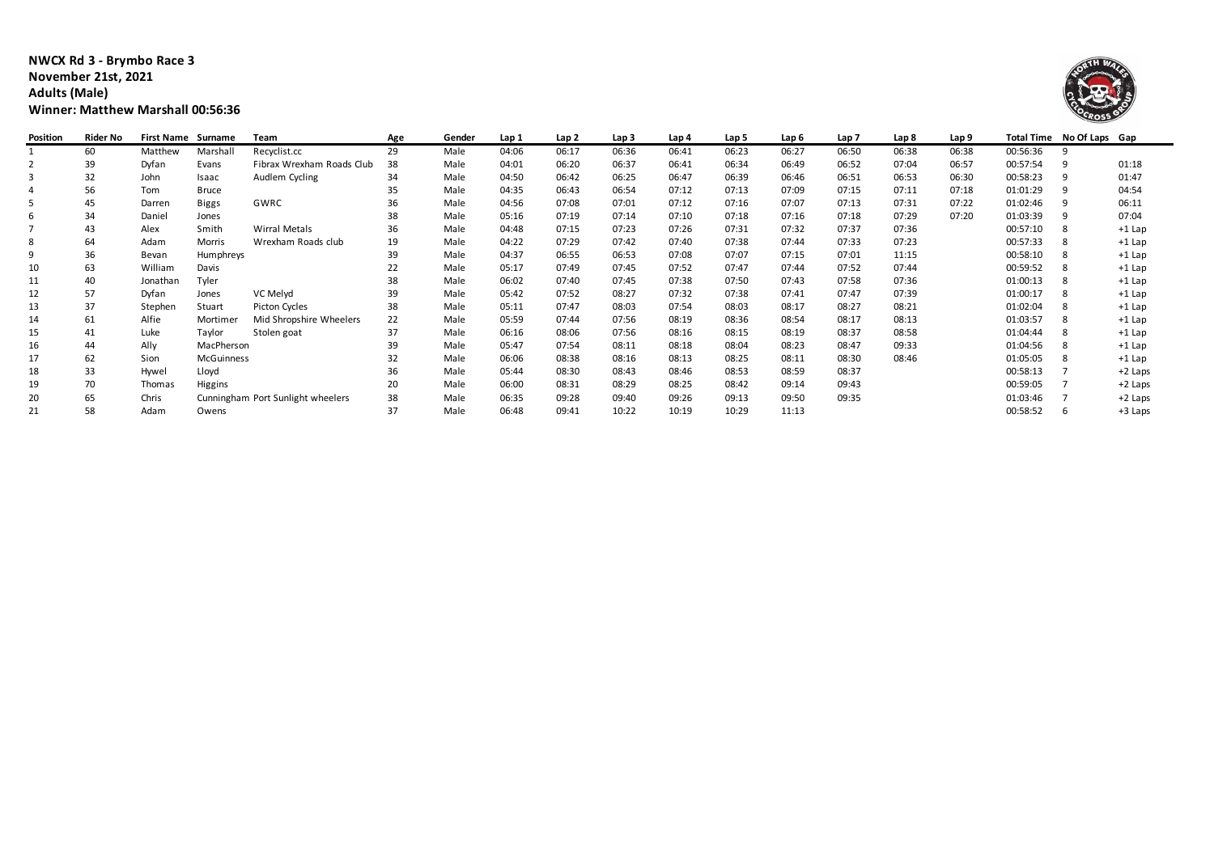**NWCX Rd 3 - Brymbo Race 3**
**November 21st, 2021**
**Adults (Male)**
**Winner: Matthew Marshall 00:56:36**

| Position | Rider No | First Name | Surname | Team | Age | Gender | Lap 1 | Lap 2 | Lap 3 | Lap 4 | Lap 5 | Lap 6 | Lap 7 | Lap 8 | Lap 9 | Total Time | No Of Laps | Gap |
|---|---|---|---|---|---|---|---|---|---|---|---|---|---|---|---|---|---|---|
| 1 | 60 | Matthew | Marshall | Recyclist.cc | 29 | Male | 04:06 | 06:17 | 06:36 | 06:41 | 06:23 | 06:27 | 06:50 | 06:38 | 06:38 | 00:56:36 | 9 | |
| 2 | 39 | Dyfan | Evans | Fibrax Wrexham Roads Club | 38 | Male | 04:01 | 06:20 | 06:37 | 06:41 | 06:34 | 06:49 | 06:52 | 07:04 | 06:57 | 00:57:54 | 9 | 01:18 |
| 3 | 32 | John | Isaac | Audlem Cycling | 34 | Male | 04:50 | 06:42 | 06:25 | 06:47 | 06:39 | 06:46 | 06:51 | 06:53 | 06:30 | 00:58:23 | 9 | 01:47 |
| 4 | 56 | Tom | Bruce | | 35 | Male | 04:35 | 06:43 | 06:54 | 07:12 | 07:13 | 07:09 | 07:15 | 07:11 | 07:18 | 01:01:29 | 9 | 04:54 |
| 5 | 45 | Darren | Biggs | GWRC | 36 | Male | 04:56 | 07:08 | 07:01 | 07:12 | 07:16 | 07:07 | 07:13 | 07:31 | 07:22 | 01:02:46 | 9 | 06:11 |
| 6 | 34 | Daniel | Jones | | 38 | Male | 05:16 | 07:19 | 07:14 | 07:10 | 07:18 | 07:16 | 07:18 | 07:29 | 07:20 | 01:03:39 | 9 | 07:04 |
| 7 | 43 | Alex | Smith | Wirral Metals | 36 | Male | 04:48 | 07:15 | 07:23 | 07:26 | 07:31 | 07:32 | 07:37 | 07:36 | | 00:57:10 | 8 | +1 Lap |
| 8 | 64 | Adam | Morris | Wrexham Roads club | 19 | Male | 04:22 | 07:29 | 07:42 | 07:40 | 07:38 | 07:44 | 07:33 | 07:23 | | 00:57:33 | 8 | +1 Lap |
| 9 | 36 | Bevan | Humphreys | | 39 | Male | 04:37 | 06:55 | 06:53 | 07:08 | 07:07 | 07:15 | 07:01 | 11:15 | | 00:58:10 | 8 | +1 Lap |
| 10 | 63 | William | Davis | | 22 | Male | 05:17 | 07:49 | 07:45 | 07:52 | 07:47 | 07:44 | 07:52 | 07:44 | | 00:59:52 | 8 | +1 Lap |
| 11 | 40 | Jonathan | Tyler | | 38 | Male | 06:02 | 07:40 | 07:45 | 07:38 | 07:50 | 07:43 | 07:58 | 07:36 | | 01:00:13 | 8 | +1 Lap |
| 12 | 57 | Dyfan | Jones | VC Melyd | 39 | Male | 05:42 | 07:52 | 08:27 | 07:32 | 07:38 | 07:41 | 07:47 | 07:39 | | 01:00:17 | 8 | +1 Lap |
| 13 | 37 | Stephen | Stuart | Picton Cycles | 38 | Male | 05:11 | 07:47 | 08:03 | 07:54 | 08:03 | 08:17 | 08:27 | 08:21 | | 01:02:04 | 8 | +1 Lap |
| 14 | 61 | Alfie | Mortimer | Mid Shropshire Wheelers | 22 | Male | 05:59 | 07:44 | 07:56 | 08:19 | 08:36 | 08:54 | 08:17 | 08:13 | | 01:03:57 | 8 | +1 Lap |
| 15 | 41 | Luke | Taylor | Stolen goat | 37 | Male | 06:16 | 08:06 | 07:56 | 08:16 | 08:15 | 08:19 | 08:37 | 08:58 | | 01:04:44 | 8 | +1 Lap |
| 16 | 44 | Ally | MacPherson | | 39 | Male | 05:47 | 07:54 | 08:11 | 08:18 | 08:04 | 08:23 | 08:47 | 09:33 | | 01:04:56 | 8 | +1 Lap |
| 17 | 62 | Sion | McGuinness | | 32 | Male | 06:06 | 08:38 | 08:16 | 08:13 | 08:25 | 08:11 | 08:30 | 08:46 | | 01:05:05 | 8 | +1 Lap |
| 18 | 33 | Hywel | Lloyd | | 36 | Male | 05:44 | 08:30 | 08:43 | 08:46 | 08:53 | 08:59 | 08:37 | | | 00:58:13 | 7 | +2 Laps |
| 19 | 70 | Thomas | Higgins | | 20 | Male | 06:00 | 08:31 | 08:29 | 08:25 | 08:42 | 09:14 | 09:43 | | | 00:59:05 | 7 | +2 Laps |
| 20 | 65 | Chris | Cunningham | Port Sunlight wheelers | 38 | Male | 06:35 | 09:28 | 09:40 | 09:26 | 09:13 | 09:50 | 09:35 | | | 01:03:46 | 7 | +2 Laps |
| 21 | 58 | Adam | Owens | | 37 | Male | 06:48 | 09:41 | 10:22 | 10:19 | 10:29 | 11:13 | | | | 00:58:52 | 6 | +3 Laps |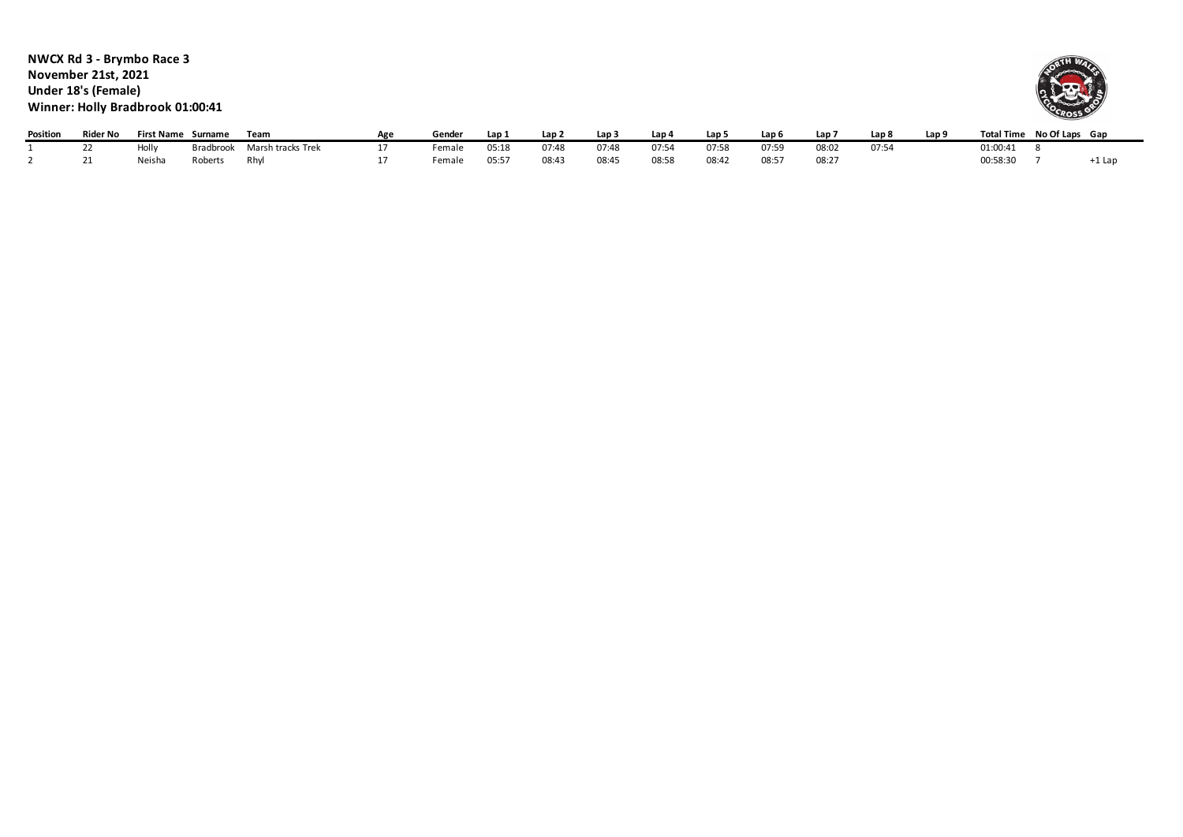**NWCX Rd 3 - Brymbo Race 3**
**November 21st, 2021**
**Under 18's (Female)**
**Winner: Holly Bradbrook 01:00:41**

| Position | Rider No | First Name | Surname | Team | Age | Gender | Lap 1 | Lap 2 | Lap 3 | Lap 4 | Lap 5 | Lap 6 | Lap 7 | Lap 8 | Lap 9 | Total Time | No Of Laps | Gap |
|---|---|---|---|---|---|---|---|---|---|---|---|---|---|---|---|---|---|---|
| 1 | 22 | Holly | Bradbrook | Marsh tracks Trek | 17 | Female | 05:18 | 07:48 | 07:48 | 07:54 | 07:58 | 07:59 | 08:02 | 07:54 | | 01:00:41 | 8 | |
| 2 | 21 | Neisha | Roberts | Rhyl | 17 | Female | 05:57 | 08:43 | 08:45 | 08:58 | 08:42 | 08:57 | 08:27 | | | 00:58:30 | 7 | +1 Lap |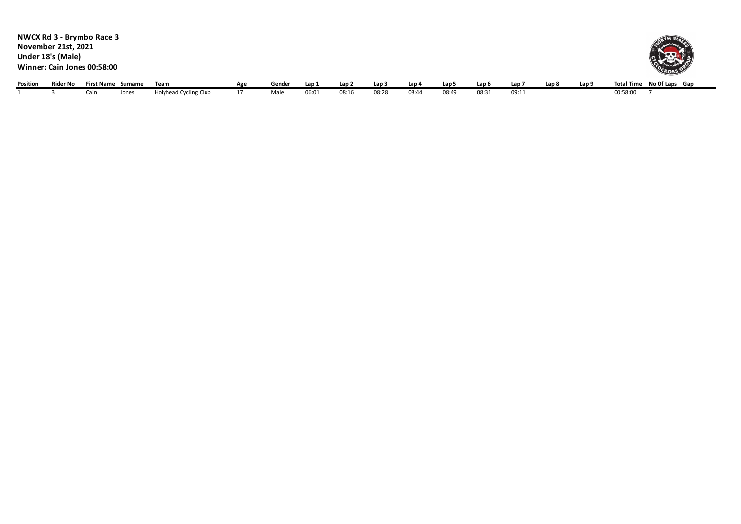**NWCX Rd 3 - Brymbo Race 3**
**November 21st, 2021**
**Under 18's (Male)**
**Winner: Cain Jones 00:58:00**

| Position | Rider No | First Name | Surname | Team | Age | Gender | Lap 1 | Lap 2 | Lap 3 | Lap 4 | Lap 5 | Lap 6 | Lap 7 | Lap 8 | Lap 9 | Total Time | No Of Laps | Gap |
|---|---|---|---|---|---|---|---|---|---|---|---|---|---|---|---|---|---|---|
| 1 | 3 | Cain | Jones | Holyhead Cycling Club | 17 | Male | 06:01 | 08:16 | 08:28 | 08:44 | 08:49 | 08:31 | 09:11 | | | 00:58:00 | 7 | |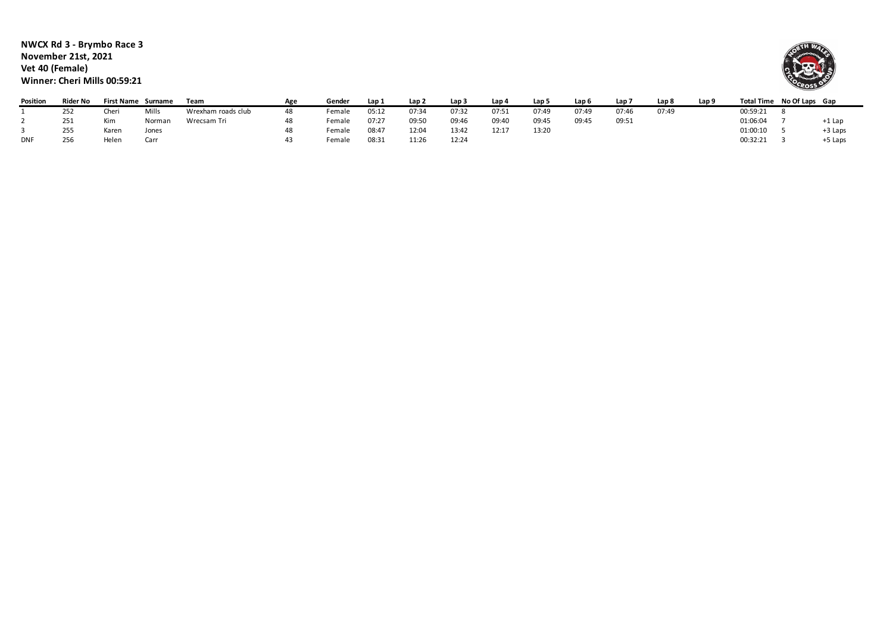**NWCX Rd 3 - Brymbo Race 3**
**November 21st, 2021**
**Vet 40 (Female)**
**Winner: Cheri Mills 00:59:21**

| Position | Rider No | First Name | Surname | Team | Age | Gender | Lap 1 | Lap 2 | Lap 3 | Lap 4 | Lap 5 | Lap 6 | Lap 7 | Lap 8 | Lap 9 | Total Time | No Of Laps | Gap |
|---|---|---|---|---|---|---|---|---|---|---|---|---|---|---|---|---|---|---|
| 1 | 252 | Cheri | Mills | Wrexham roads club | 48 | Female | 05:12 | 07:34 | 07:32 | 07:51 | 07:49 | 07:49 | 07:46 | 07:49 | | 00:59:21 | 8 | |
| 2 | 251 | Kim | Norman | Wrecsam Tri | 48 | Female | 07:27 | 09:50 | 09:46 | 09:40 | 09:45 | 09:45 | 09:51 | | | 01:06:04 | 7 | +1 Lap |
| 3 | 255 | Karen | Jones | | 48 | Female | 08:47 | 12:04 | 13:42 | 12:17 | 13:20 | | | | | 01:00:10 | 5 | +3 Laps |
| DNF | 256 | Helen | Carr | | 43 | Female | 08:31 | 11:26 | 12:24 | | | | | | | 00:32:21 | 3 | +5 Laps |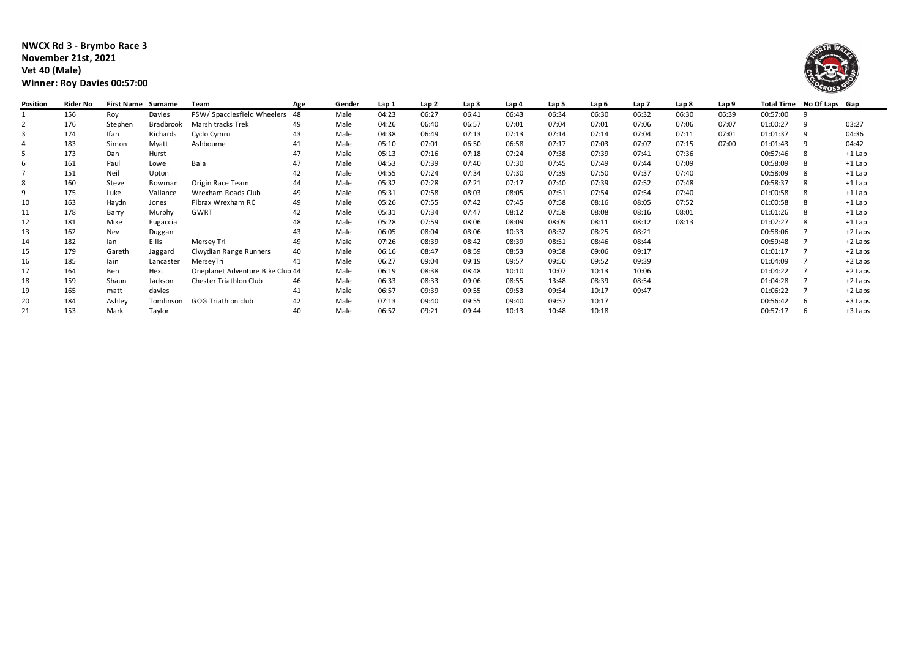**NWCX Rd 3 - Brymbo Race 3**
**November 21st, 2021**
**Vet 40 (Male)**
**Winner: Roy Davies 00:57:00**

| Position | Rider No | First Name | Surname | Team | Age | Gender | Lap 1 | Lap 2 | Lap 3 | Lap 4 | Lap 5 | Lap 6 | Lap 7 | Lap 8 | Lap 9 | Total Time | No Of Laps | Gap |
|---|---|---|---|---|---|---|---|---|---|---|---|---|---|---|---|---|---|---|
| 1 | 156 | Roy | Davies | PSW/ Spacclesfield Wheelers | 48 | Male | 04:23 | 06:27 | 06:41 | 06:43 | 06:34 | 06:30 | 06:32 | 06:30 | 06:39 | 00:57:00 | 9 | |
| 2 | 176 | Stephen | Bradbrook | Marsh tracks Trek | 49 | Male | 04:26 | 06:40 | 06:57 | 07:01 | 07:04 | 07:01 | 07:06 | 07:06 | 07:07 | 01:00:27 | 9 | 03:27 |
| 3 | 174 | Ifan | Richards | Cyclo Cymru | 43 | Male | 04:38 | 06:49 | 07:13 | 07:13 | 07:14 | 07:14 | 07:04 | 07:11 | 07:01 | 01:01:37 | 9 | 04:36 |
| 4 | 183 | Simon | Myatt | Ashbourne | 41 | Male | 05:10 | 07:01 | 06:50 | 06:58 | 07:17 | 07:03 | 07:07 | 07:15 | 07:00 | 01:01:43 | 9 | 04:42 |
| 5 | 173 | Dan | Hurst | | 47 | Male | 05:13 | 07:16 | 07:18 | 07:24 | 07:38 | 07:39 | 07:41 | 07:36 | | 00:57:46 | 8 | +1 Lap |
| 6 | 161 | Paul | Lowe | Bala | 47 | Male | 04:53 | 07:39 | 07:40 | 07:30 | 07:45 | 07:49 | 07:44 | 07:09 | | 00:58:09 | 8 | +1 Lap |
| 7 | 151 | Neil | Upton | | 42 | Male | 04:55 | 07:24 | 07:34 | 07:30 | 07:39 | 07:50 | 07:37 | 07:40 | | 00:58:09 | 8 | +1 Lap |
| 8 | 160 | Steve | Bowman | Origin Race Team | 44 | Male | 05:32 | 07:28 | 07:21 | 07:17 | 07:40 | 07:39 | 07:52 | 07:48 | | 00:58:37 | 8 | +1 Lap |
| 9 | 175 | Luke | Vallance | Wrexham Roads Club | 49 | Male | 05:31 | 07:58 | 08:03 | 08:05 | 07:51 | 07:54 | 07:54 | 07:40 | | 01:00:58 | 8 | +1 Lap |
| 10 | 163 | Haydn | Jones | Fibrax Wrexham RC | 49 | Male | 05:26 | 07:55 | 07:42 | 07:45 | 07:58 | 08:16 | 08:05 | 07:52 | | 01:00:58 | 8 | +1 Lap |
| 11 | 178 | Barry | Murphy | GWRT | 42 | Male | 05:31 | 07:34 | 07:47 | 08:12 | 07:58 | 08:08 | 08:16 | 08:01 | | 01:01:26 | 8 | +1 Lap |
| 12 | 181 | Mike | Fugaccia | | 48 | Male | 05:28 | 07:59 | 08:06 | 08:09 | 08:09 | 08:11 | 08:12 | 08:13 | | 01:02:27 | 8 | +1 Lap |
| 13 | 162 | Nev | Duggan | | 43 | Male | 06:05 | 08:04 | 08:06 | 10:33 | 08:32 | 08:25 | 08:21 | | | 00:58:06 | 7 | +2 Laps |
| 14 | 182 | Ian | Ellis | Mersey Tri | 49 | Male | 07:26 | 08:39 | 08:42 | 08:39 | 08:51 | 08:46 | 08:44 | | | 00:59:48 | 7 | +2 Laps |
| 15 | 179 | Gareth | Jaggard | Clwydian Range Runners | 40 | Male | 06:16 | 08:47 | 08:59 | 08:53 | 09:58 | 09:06 | 09:17 | | | 01:01:17 | 7 | +2 Laps |
| 16 | 185 | Iain | Lancaster | MerseyTri | 41 | Male | 06:27 | 09:04 | 09:19 | 09:57 | 09:50 | 09:52 | 09:39 | | | 01:04:09 | 7 | +2 Laps |
| 17 | 164 | Ben | Hext | Oneplanet Adventure Bike Club | 44 | Male | 06:19 | 08:38 | 08:48 | 10:10 | 10:07 | 10:13 | 10:06 | | | 01:04:22 | 7 | +2 Laps |
| 18 | 159 | Shaun | Jackson | Chester Triathlon Club | 46 | Male | 06:33 | 08:33 | 09:06 | 08:55 | 13:48 | 08:39 | 08:54 | | | 01:04:28 | 7 | +2 Laps |
| 19 | 165 | matt | davies | | 41 | Male | 06:57 | 09:39 | 09:55 | 09:53 | 09:54 | 10:17 | 09:47 | | | 01:06:22 | 7 | +2 Laps |
| 20 | 184 | Ashley | Tomlinson | GOG Triathlon club | 42 | Male | 07:13 | 09:40 | 09:55 | 09:40 | 09:57 | 10:17 | | | | 00:56:42 | 6 | +3 Laps |
| 21 | 153 | Mark | Taylor | | 40 | Male | 06:52 | 09:21 | 09:44 | 10:13 | 10:48 | 10:18 | | | | 00:57:17 | 6 | +3 Laps |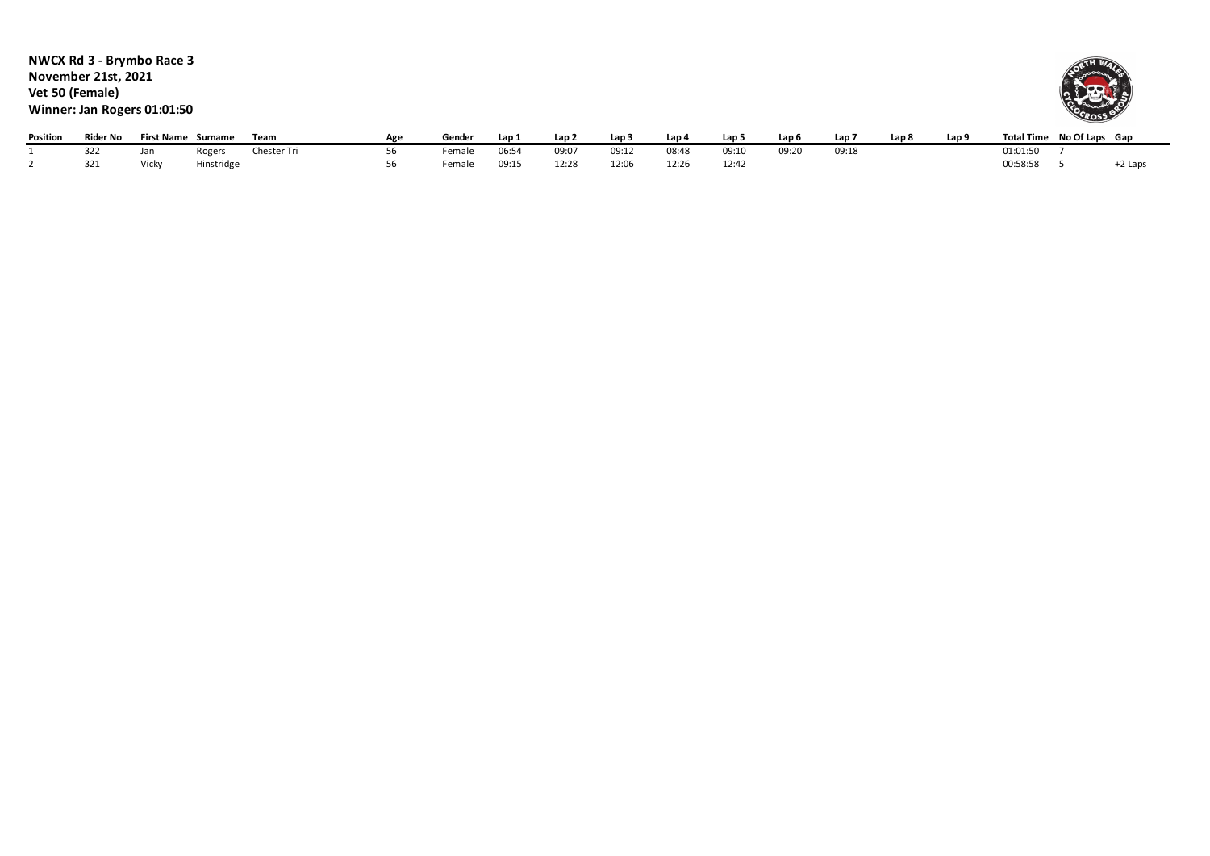**NWCX Rd 3 - Brymbo Race 3**
**November 21st, 2021**
**Vet 50 (Female)**
**Winner: Jan Rogers 01:01:50**

| Position | Rider No | First Name | Surname | Team | Age | Gender | Lap 1 | Lap 2 | Lap 3 | Lap 4 | Lap 5 | Lap 6 | Lap 7 | Lap 8 | Lap 9 | Total Time | No Of Laps | Gap |
|---|---|---|---|---|---|---|---|---|---|---|---|---|---|---|---|---|---|---|
| 1 | 322 | Jan | Rogers | Chester Tri | 56 | Female | 06:54 | 09:07 | 09:12 | 08:48 | 09:10 | 09:20 | 09:18 | | | 01:01:50 | 7 | |
| 2 | 321 | Vicky | Hinstridge | | 56 | Female | 09:15 | 12:28 | 12:06 | 12:26 | 12:42 | | | | | 00:58:58 | 5 | +2 Laps |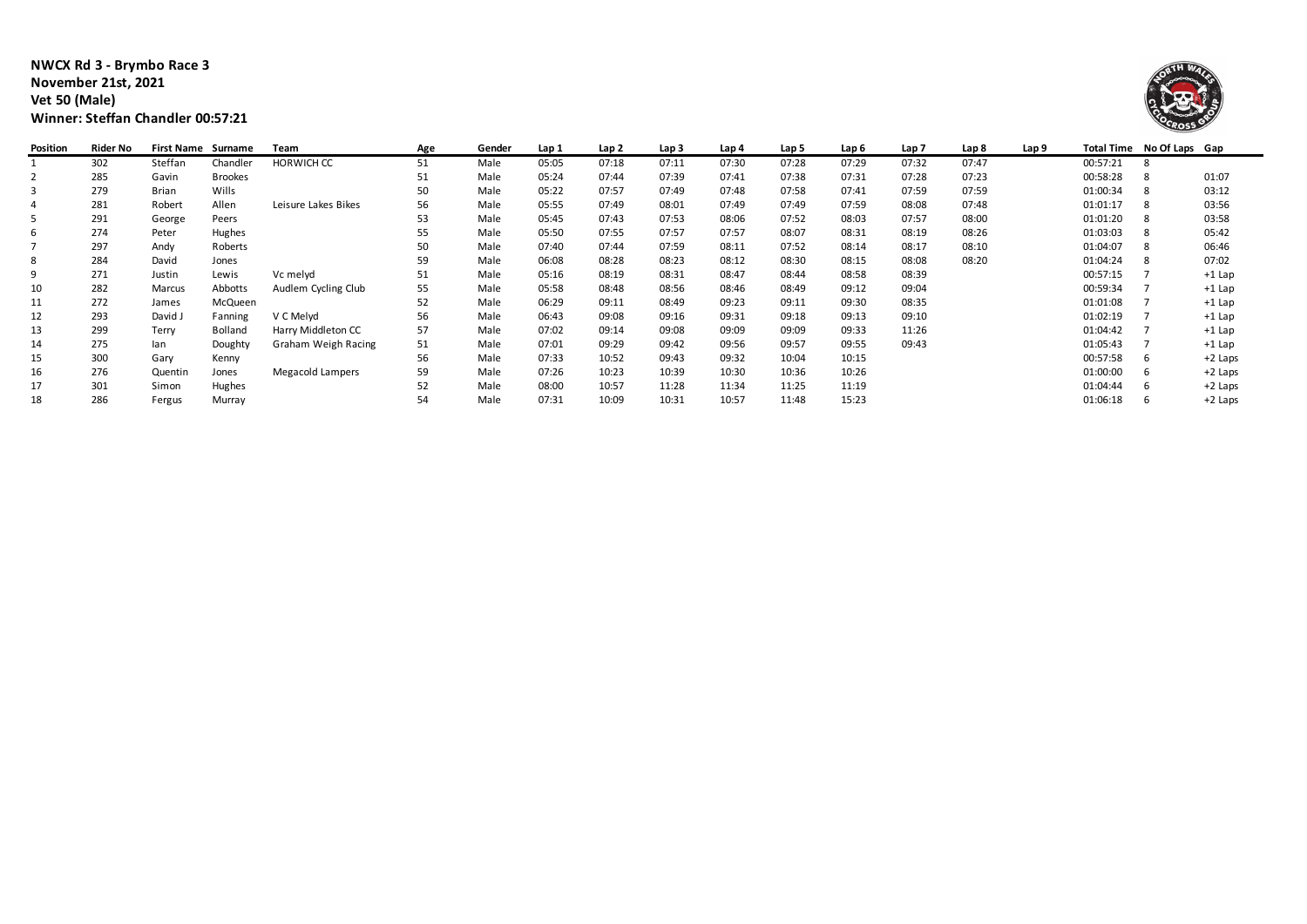**NWCX Rd 3 - Brymbo Race 3**
**November 21st, 2021**
**Vet 50 (Male)**
**Winner: Steffan Chandler 00:57:21**

| Position | Rider No | First Name | Surname | Team | Age | Gender | Lap 1 | Lap 2 | Lap 3 | Lap 4 | Lap 5 | Lap 6 | Lap 7 | Lap 8 | Lap 9 | Total Time | No Of Laps | Gap |
|---|---|---|---|---|---|---|---|---|---|---|---|---|---|---|---|---|---|---|
| 1 | 302 | Steffan | Chandler | HORWICH CC | 51 | Male | 05:05 | 07:18 | 07:11 | 07:30 | 07:28 | 07:29 | 07:32 | 07:47 | | 00:57:21 | 8 | |
| 2 | 285 | Gavin | Brookes | | 51 | Male | 05:24 | 07:44 | 07:39 | 07:41 | 07:38 | 07:31 | 07:28 | 07:23 | | 00:58:28 | 8 | 01:07 |
| 3 | 279 | Brian | Wills | | 50 | Male | 05:22 | 07:57 | 07:49 | 07:48 | 07:58 | 07:41 | 07:59 | 07:59 | | 01:00:34 | 8 | 03:12 |
| 4 | 281 | Robert | Allen | Leisure Lakes Bikes | 56 | Male | 05:55 | 07:49 | 08:01 | 07:49 | 07:49 | 07:59 | 08:08 | 07:48 | | 01:01:17 | 8 | 03:56 |
| 5 | 291 | George | Peers | | 53 | Male | 05:45 | 07:43 | 07:53 | 08:06 | 07:52 | 08:03 | 07:57 | 08:00 | | 01:01:20 | 8 | 03:58 |
| 6 | 274 | Peter | Hughes | | 55 | Male | 05:50 | 07:55 | 07:57 | 07:57 | 08:07 | 08:31 | 08:19 | 08:26 | | 01:03:03 | 8 | 05:42 |
| 7 | 297 | Andy | Roberts | | 50 | Male | 07:40 | 07:44 | 07:59 | 08:11 | 07:52 | 08:14 | 08:17 | 08:10 | | 01:04:07 | 8 | 06:46 |
| 8 | 284 | David | Jones | | 59 | Male | 06:08 | 08:28 | 08:23 | 08:12 | 08:30 | 08:15 | 08:08 | 08:20 | | 01:04:24 | 8 | 07:02 |
| 9 | 271 | Justin | Lewis | Vc melyd | 51 | Male | 05:16 | 08:19 | 08:31 | 08:47 | 08:44 | 08:58 | 08:39 | | | 00:57:15 | 7 | +1 Lap |
| 10 | 282 | Marcus | Abbotts | Audlem Cycling Club | 55 | Male | 05:58 | 08:48 | 08:56 | 08:46 | 08:49 | 09:12 | 09:04 | | | 00:59:34 | 7 | +1 Lap |
| 11 | 272 | James | McQueen | | 52 | Male | 06:29 | 09:11 | 08:49 | 09:23 | 09:11 | 09:30 | 08:35 | | | 01:01:08 | 7 | +1 Lap |
| 12 | 293 | David J | Fanning | V C Melyd | 56 | Male | 06:43 | 09:08 | 09:16 | 09:31 | 09:18 | 09:13 | 09:10 | | | 01:02:19 | 7 | +1 Lap |
| 13 | 299 | Terry | Bolland | Harry Middleton CC | 57 | Male | 07:02 | 09:14 | 09:08 | 09:09 | 09:09 | 09:33 | 11:26 | | | 01:04:42 | 7 | +1 Lap |
| 14 | 275 | Ian | Doughty | Graham Weigh Racing | 51 | Male | 07:01 | 09:29 | 09:42 | 09:56 | 09:57 | 09:55 | 09:43 | | | 01:05:43 | 7 | +1 Lap |
| 15 | 300 | Gary | Kenny | | 56 | Male | 07:33 | 10:52 | 09:43 | 09:32 | 10:04 | 10:15 | | | | 00:57:58 | 6 | +2 Laps |
| 16 | 276 | Quentin | Jones | Megacold Lampers | 59 | Male | 07:26 | 10:23 | 10:39 | 10:30 | 10:36 | 10:26 | | | | 01:00:00 | 6 | +2 Laps |
| 17 | 301 | Simon | Hughes | | 52 | Male | 08:00 | 10:57 | 11:28 | 11:34 | 11:25 | 11:19 | | | | 01:04:44 | 6 | +2 Laps |
| 18 | 286 | Fergus | Murray | | 54 | Male | 07:31 | 10:09 | 10:31 | 10:57 | 11:48 | 15:23 | | | | 01:06:18 | 6 | +2 Laps |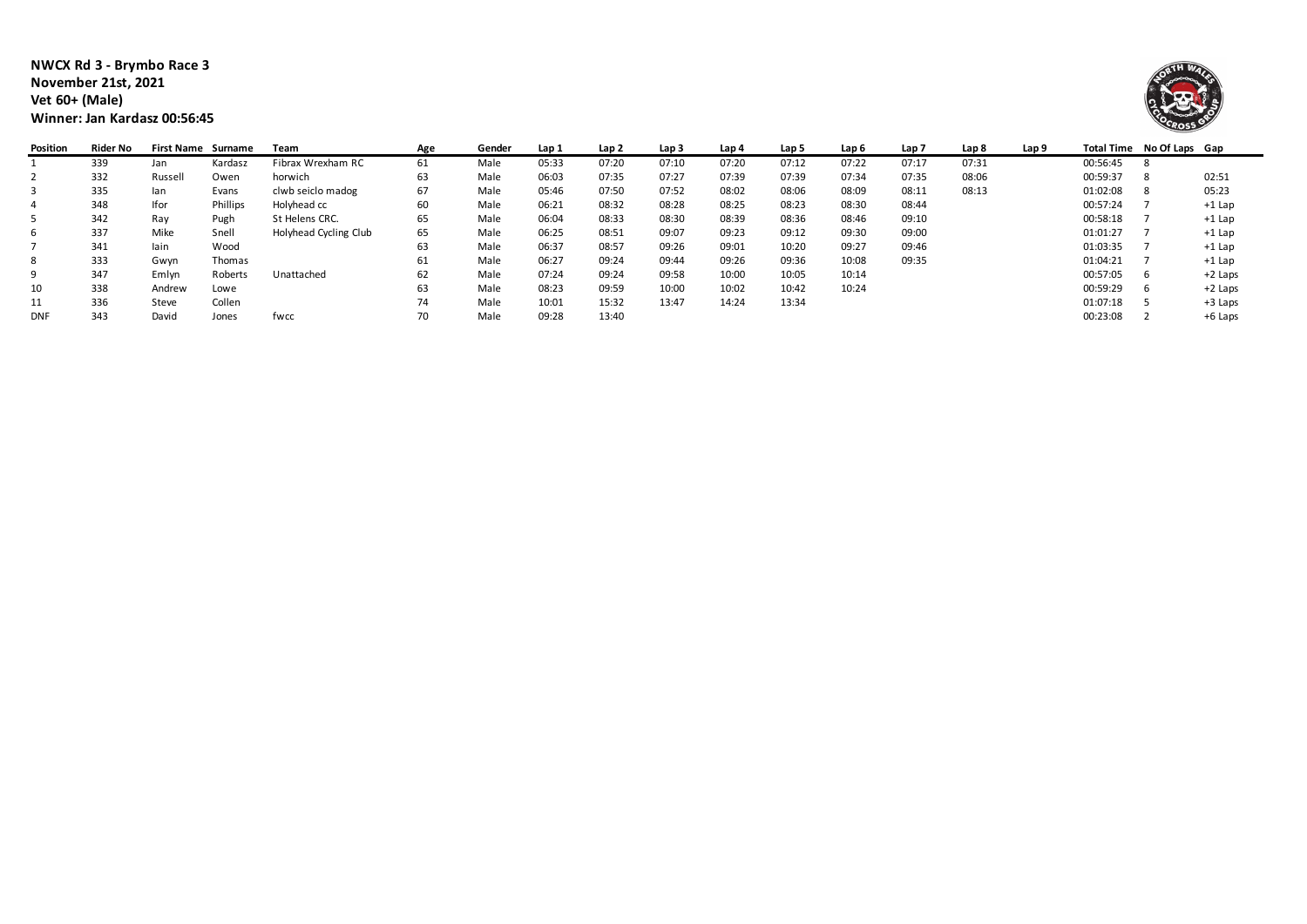**NWCX Rd 3 - Brymbo Race 3**
**November 21st, 2021**
**Vet 60+ (Male)**
**Winner: Jan Kardasz 00:56:45**

| Position | Rider No | First Name | Surname | Team | Age | Gender | Lap 1 | Lap 2 | Lap 3 | Lap 4 | Lap 5 | Lap 6 | Lap 7 | Lap 8 | Lap 9 | Total Time | No Of Laps | Gap |
|---|---|---|---|---|---|---|---|---|---|---|---|---|---|---|---|---|---|---|
| 1 | 339 | Jan | Kardasz | Fibrax Wrexham RC | 61 | Male | 05:33 | 07:20 | 07:10 | 07:20 | 07:12 | 07:22 | 07:17 | 07:31 | | 00:56:45 | 8 | |
| 2 | 332 | Russell | Owen | horwich | 63 | Male | 06:03 | 07:35 | 07:27 | 07:39 | 07:39 | 07:34 | 07:35 | 08:06 | | 00:59:37 | 8 | 02:51 |
| 3 | 335 | Ian | Evans | clwb seiclo madog | 67 | Male | 05:46 | 07:50 | 07:52 | 08:02 | 08:06 | 08:09 | 08:11 | 08:13 | | 01:02:08 | 8 | 05:23 |
| 4 | 348 | Ifor | Phillips | Holyhead cc | 60 | Male | 06:21 | 08:32 | 08:28 | 08:25 | 08:23 | 08:30 | 08:44 | | | 00:57:24 | 7 | +1 Lap |
| 5 | 342 | Ray | Pugh | St Helens CRC. | 65 | Male | 06:04 | 08:33 | 08:30 | 08:39 | 08:36 | 08:46 | 09:10 | | | 00:58:18 | 7 | +1 Lap |
| 6 | 337 | Mike | Snell | Holyhead Cycling Club | 65 | Male | 06:25 | 08:51 | 09:07 | 09:23 | 09:12 | 09:30 | 09:00 | | | 01:01:27 | 7 | +1 Lap |
| 7 | 341 | Iain | Wood | | 63 | Male | 06:37 | 08:57 | 09:26 | 09:01 | 10:20 | 09:27 | 09:46 | | | 01:03:35 | 7 | +1 Lap |
| 8 | 333 | Gwyn | Thomas | | 61 | Male | 06:27 | 09:24 | 09:44 | 09:26 | 09:36 | 10:08 | 09:35 | | | 01:04:21 | 7 | +1 Lap |
| 9 | 347 | Emlyn | Roberts | Unattached | 62 | Male | 07:24 | 09:24 | 09:58 | 10:00 | 10:05 | 10:14 | | | | 00:57:05 | 6 | +2 Laps |
| 10 | 338 | Andrew | Lowe | | 63 | Male | 08:23 | 09:59 | 10:00 | 10:02 | 10:42 | 10:24 | | | | 00:59:29 | 6 | +2 Laps |
| 11 | 336 | Steve | Collen | | 74 | Male | 10:01 | 15:32 | 13:47 | 14:24 | 13:34 | | | | | 01:07:18 | 5 | +3 Laps |
| DNF | 343 | David | Jones | fwcc | 70 | Male | 09:28 | 13:40 | | | | | | | | 00:23:08 | 2 | +6 Laps |